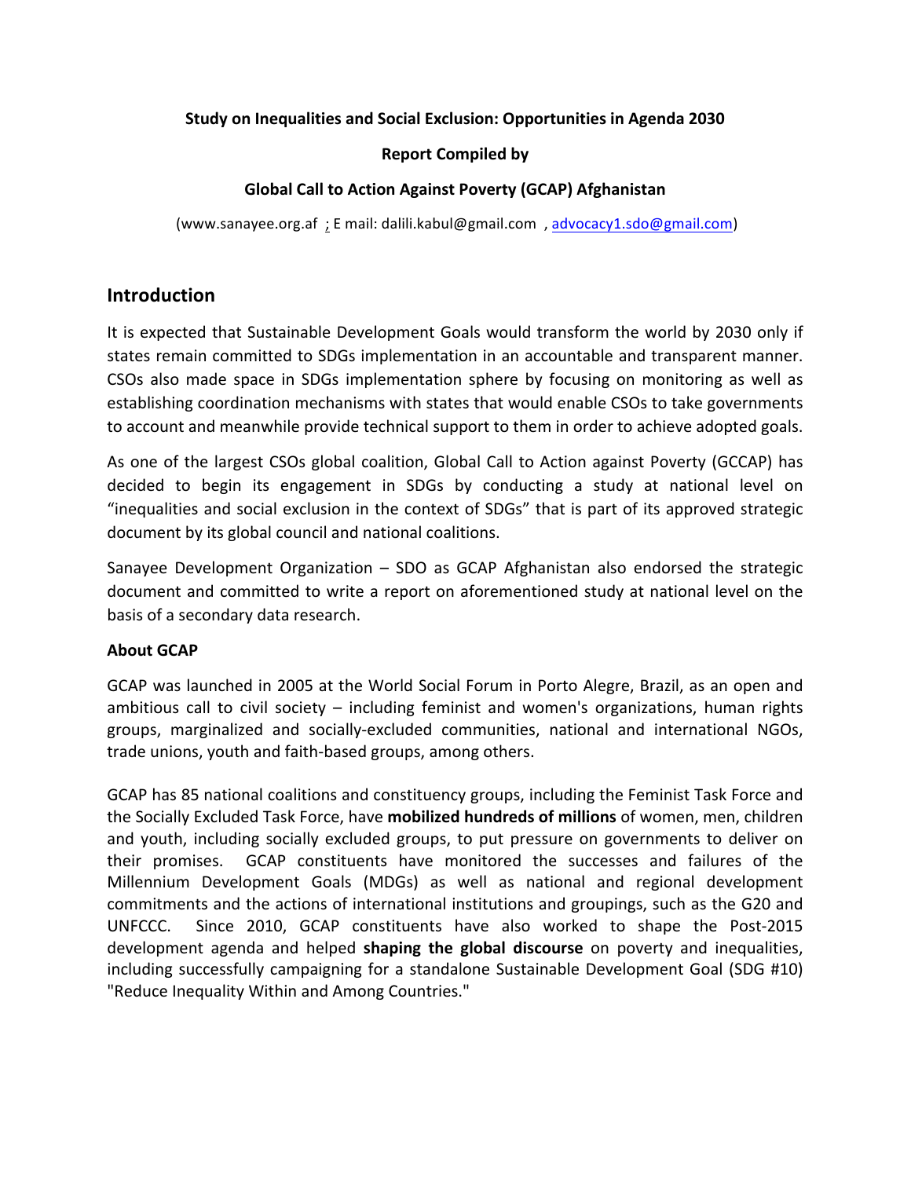**Study on Inequalities and Social Exclusion: Opportunities in Agenda 2030**

**Report Compiled by**

**Global Call to Action Against Poverty (GCAP) Afghanistan**

(www.sanayee.org.af ; E mail: dalili.kabul@gmail.com , advocacy1.sdo@gmail.com)

## Introduction

It is expected that Sustainable Development Goals would transform the world by 2030 only if states remain committed to SDGs implementation in an accountable and transparent manner. CSOs also made space in SDGs implementation sphere by focusing on monitoring as well as establishing coordination mechanisms with states that would enable CSOs to take governments to account and meanwhile provide technical support to them in order to achieve adopted goals.

As one of the largest CSOs global coalition, Global Call to Action against Poverty (GCCAP) has decided to begin its engagement in SDGs by conducting a study at national level on "inequalities and social exclusion in the context of SDGs" that is part of its approved strategic document by its global council and national coalitions.

Sanayee Development Organization – SDO as GCAP Afghanistan also endorsed the strategic document and committed to write a report on aforementioned study at national level on the basis of a secondary data research.

**About GCAP**

GCAP was launched in 2005 at the World Social Forum in Porto Alegre, Brazil, as an open and ambitious call to civil society – including feminist and women's organizations, human rights groups, marginalized and socially-excluded communities, national and international NGOs, trade unions, youth and faith-based groups, among others.

GCAP has 85 national coalitions and constituency groups, including the Feminist Task Force and the Socially Excluded Task Force, have **mobilized hundreds of millions** of women, men, children and youth, including socially excluded groups, to put pressure on governments to deliver on their promises. GCAP constituents have monitored the successes and failures of the Millennium Development Goals (MDGs) as well as national and regional development commitments and the actions of international institutions and groupings, such as the G20 and UNFCCC. Since 2010, GCAP constituents have also worked to shape the Post-2015 development agenda and helped **shaping the global discourse** on poverty and inequalities, including successfully campaigning for a standalone Sustainable Development Goal (SDG #10) "Reduce Inequality Within and Among Countries."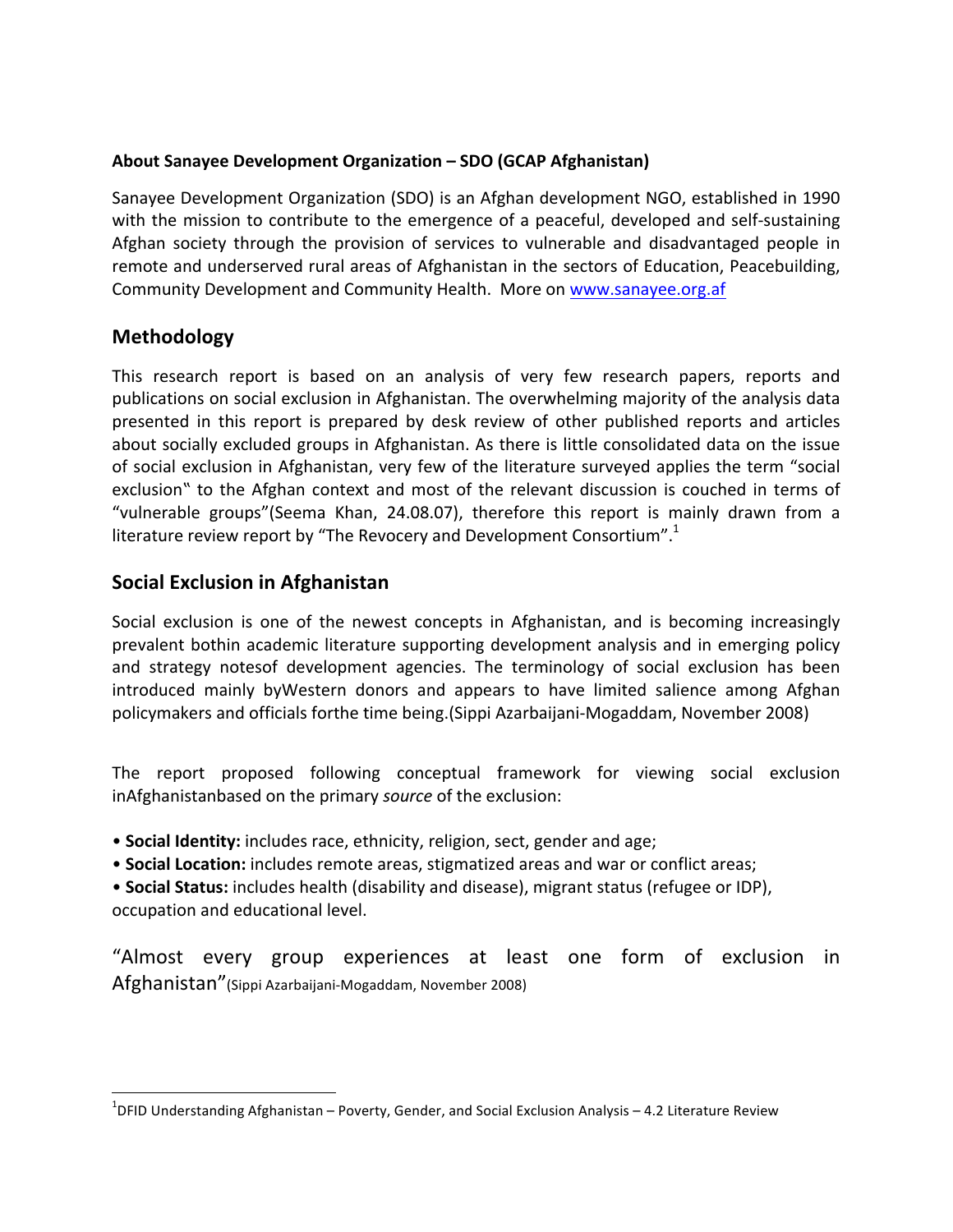**About Sanayee Development Organization – SDO (GCAP Afghanistan)**

Sanayee Development Organization (SDO) is an Afghan development NGO, established in 1990 with the mission to contribute to the emergence of a peaceful, developed and self-sustaining Afghan society through the provision of services to vulnerable and disadvantaged people in remote and underserved rural areas of Afghanistan in the sectors of Education, Peacebuilding, Community Development and Community Health. More on www.sanayee.org.af

## Methodology

This research report is based on an analysis of very few research papers, reports and publications on social exclusion in Afghanistan. The overwhelming majority of the analysis data presented in this report is prepared by desk review of other published reports and articles about socially excluded groups in Afghanistan. As there is little consolidated data on the issue of social exclusion in Afghanistan, very few of the literature surveyed applies the term "social exclusion" to the Afghan context and most of the relevant discussion is couched in terms of "vulnerable groups"(Seema Khan, 24.08.07), therefore this report is mainly drawn from a literature review report by "The Revocery and Development Consortium".[1]

## Social Exclusion in Afghanistan

Social exclusion is one of the newest concepts in Afghanistan, and is becoming increasingly prevalent bothin academic literature supporting development analysis and in emerging policy and strategy notesof development agencies. The terminology of social exclusion has been introduced mainly byWestern donors and appears to have limited salience among Afghan policymakers and officials forthe time being.(Sippi Azarbaijani-Mogaddam, November 2008)

The report proposed following conceptual framework for viewing social exclusion inAfghanistanbased on the primary *source* of the exclusion:

- **Social Identity:** includes race, ethnicity, religion, sect, gender and age;
- **Social Location:** includes remote areas, stigmatized areas and war or conflict areas;
- **Social Status:** includes health (disability and disease), migrant status (refugee or IDP), occupation and educational level.

"Almost every group experiences at least one form of exclusion in Afghanistan"(Sippi Azarbaijani-Mogaddam, November 2008)

[1] DFID Understanding Afghanistan – Poverty, Gender, and Social Exclusion Analysis – 4.2 Literature Review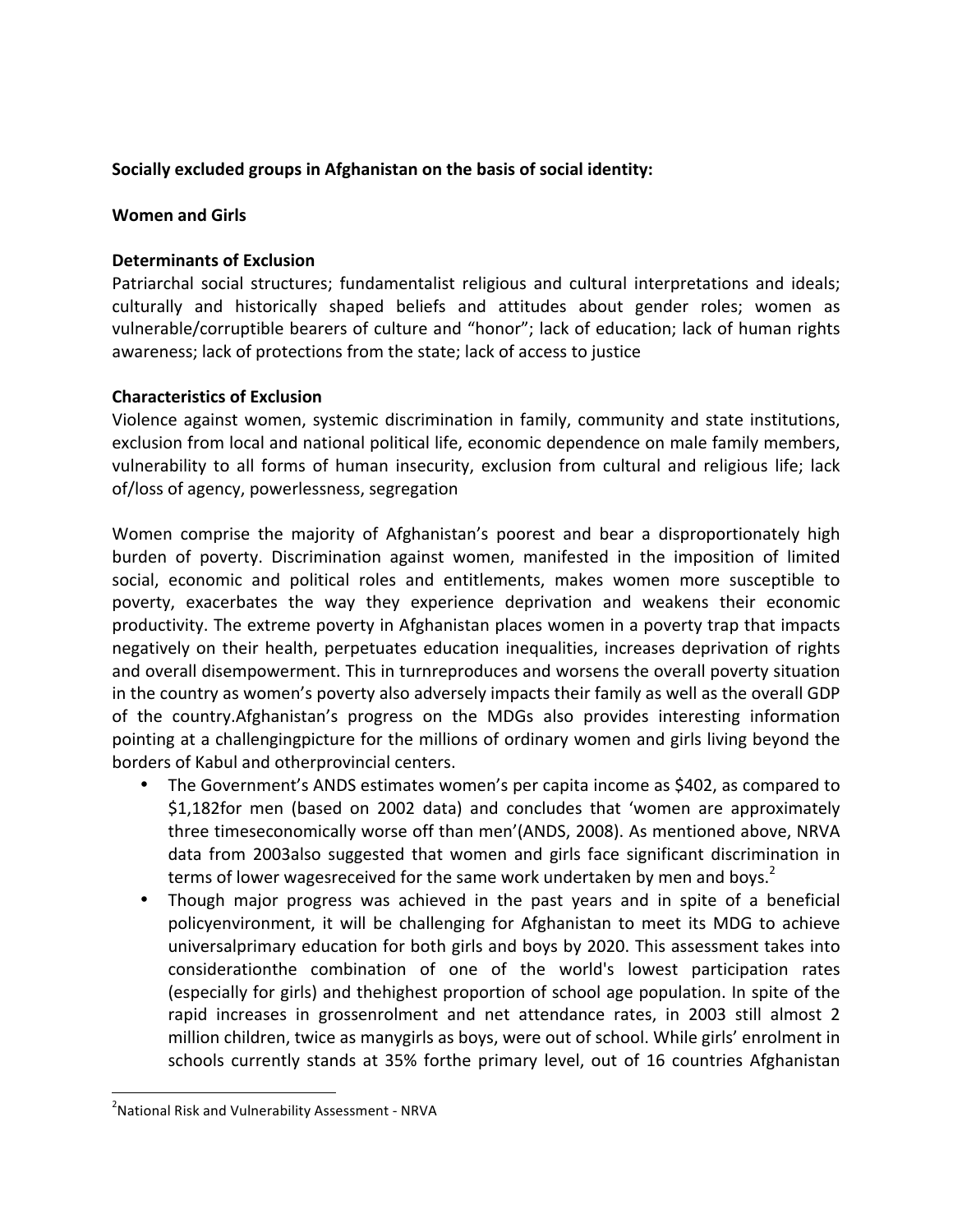**Socially excluded groups in Afghanistan on the basis of social identity:**

**Women and Girls**

**Determinants of Exclusion**

Patriarchal social structures; fundamentalist religious and cultural interpretations and ideals; culturally and historically shaped beliefs and attitudes about gender roles; women as vulnerable/corruptible bearers of culture and "honor"; lack of education; lack of human rights awareness; lack of protections from the state; lack of access to justice

**Characteristics of Exclusion**

Violence against women, systemic discrimination in family, community and state institutions, exclusion from local and national political life, economic dependence on male family members, vulnerability to all forms of human insecurity, exclusion from cultural and religious life; lack of/loss of agency, powerlessness, segregation

Women comprise the majority of Afghanistan's poorest and bear a disproportionately high burden of poverty. Discrimination against women, manifested in the imposition of limited social, economic and political roles and entitlements, makes women more susceptible to poverty, exacerbates the way they experience deprivation and weakens their economic productivity. The extreme poverty in Afghanistan places women in a poverty trap that impacts negatively on their health, perpetuates education inequalities, increases deprivation of rights and overall disempowerment. This in turnreproduces and worsens the overall poverty situation in the country as women's poverty also adversely impacts their family as well as the overall GDP of the country.Afghanistan's progress on the MDGs also provides interesting information pointing at a challengingpicture for the millions of ordinary women and girls living beyond the borders of Kabul and otherprovincial centers.

- The Government's ANDS estimates women's per capita income as $402, as compared to $1,182for men (based on 2002 data) and concludes that 'women are approximately three timeseconomically worse off than men'(ANDS, 2008). As mentioned above, NRVA data from 2003also suggested that women and girls face significant discrimination in terms of lower wagesreceived for the same work undertaken by men and boys.[2]
- Though major progress was achieved in the past years and in spite of a beneficial policyenvironment, it will be challenging for Afghanistan to meet its MDG to achieve universalprimary education for both girls and boys by 2020. This assessment takes into considerationthe combination of one of the world's lowest participation rates (especially for girls) and thehighest proportion of school age population. In spite of the rapid increases in grossenrolment and net attendance rates, in 2003 still almost 2 million children, twice as manygirls as boys, were out of school. While girls' enrolment in schools currently stands at 35% forthe primary level, out of 16 countries Afghanistan

[2]National Risk and Vulnerability Assessment - NRVA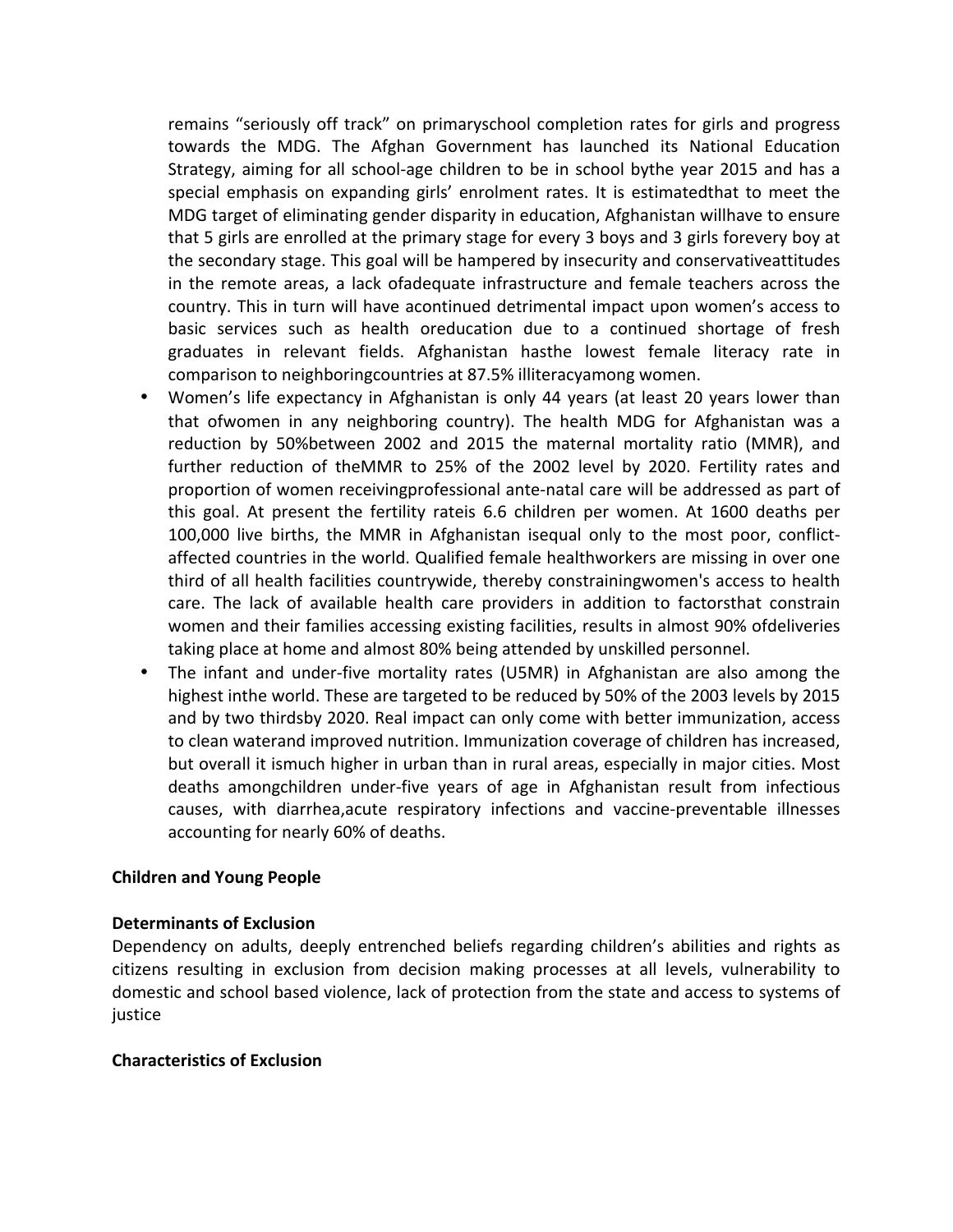remains "seriously off track" on primaryschool completion rates for girls and progress towards the MDG. The Afghan Government has launched its National Education Strategy, aiming for all school-age children to be in school bythe year 2015 and has a special emphasis on expanding girls' enrolment rates. It is estimatedthat to meet the MDG target of eliminating gender disparity in education, Afghanistan willhave to ensure that 5 girls are enrolled at the primary stage for every 3 boys and 3 girls forevery boy at the secondary stage. This goal will be hampered by insecurity and conservativeattitudes in the remote areas, a lack ofadequate infrastructure and female teachers across the country. This in turn will have acontinued detrimental impact upon women's access to basic services such as health oreducation due to a continued shortage of fresh graduates in relevant fields. Afghanistan hasthe lowest female literacy rate in comparison to neighboringcountries at 87.5% illiteracyamong women.

- Women's life expectancy in Afghanistan is only 44 years (at least 20 years lower than that ofwomen in any neighboring country). The health MDG for Afghanistan was a reduction by 50%between 2002 and 2015 the maternal mortality ratio (MMR), and further reduction of theMMR to 25% of the 2002 level by 2020. Fertility rates and proportion of women receivingprofessional ante-natal care will be addressed as part of this goal. At present the fertility rateis 6.6 children per women. At 1600 deaths per 100,000 live births, the MMR in Afghanistan isequal only to the most poor, conflict-affected countries in the world. Qualified female healthworkers are missing in over one third of all health facilities countrywide, thereby constrainingwomen's access to health care. The lack of available health care providers in addition to factorsthat constrain women and their families accessing existing facilities, results in almost 90% ofdeliveries taking place at home and almost 80% being attended by unskilled personnel.
- The infant and under-five mortality rates (U5MR) in Afghanistan are also among the highest inthe world. These are targeted to be reduced by 50% of the 2003 levels by 2015 and by two thirdsby 2020. Real impact can only come with better immunization, access to clean waterand improved nutrition. Immunization coverage of children has increased, but overall it ismuch higher in urban than in rural areas, especially in major cities. Most deaths amongchildren under-five years of age in Afghanistan result from infectious causes, with diarrhea,acute respiratory infections and vaccine-preventable illnesses accounting for nearly 60% of deaths.

**Children and Young People**

**Determinants of Exclusion**

Dependency on adults, deeply entrenched beliefs regarding children's abilities and rights as citizens resulting in exclusion from decision making processes at all levels, vulnerability to domestic and school based violence, lack of protection from the state and access to systems of justice

**Characteristics of Exclusion**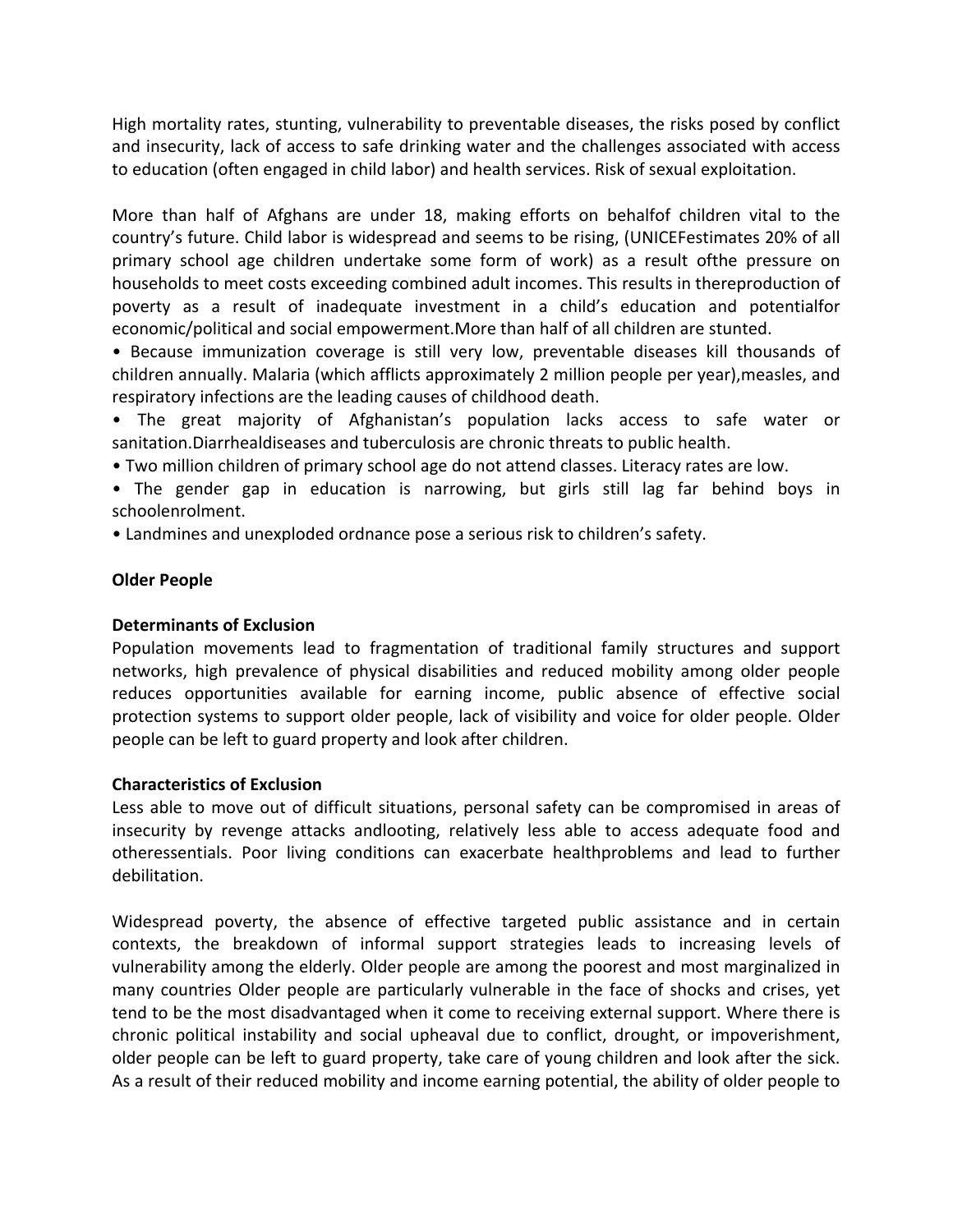High mortality rates, stunting, vulnerability to preventable diseases, the risks posed by conflict and insecurity, lack of access to safe drinking water and the challenges associated with access to education (often engaged in child labor) and health services. Risk of sexual exploitation.

More than half of Afghans are under 18, making efforts on behalfof children vital to the country's future. Child labor is widespread and seems to be rising, (UNICEFestimates 20% of all primary school age children undertake some form of work) as a result ofthe pressure on households to meet costs exceeding combined adult incomes. This results in thereproduction of poverty as a result of inadequate investment in a child's education and potentialfor economic/political and social empowerment.More than half of all children are stunted.

- Because immunization coverage is still very low, preventable diseases kill thousands of children annually. Malaria (which afflicts approximately 2 million people per year),measles, and respiratory infections are the leading causes of childhood death.
- The great majority of Afghanistan's population lacks access to safe water or sanitation.Diarrhealdiseases and tuberculosis are chronic threats to public health.
- Two million children of primary school age do not attend classes. Literacy rates are low.
- The gender gap in education is narrowing, but girls still lag far behind boys in schoolenrolment.
- Landmines and unexploded ordnance pose a serious risk to children's safety.

**Older People**

**Determinants of Exclusion**

Population movements lead to fragmentation of traditional family structures and support networks, high prevalence of physical disabilities and reduced mobility among older people reduces opportunities available for earning income, public absence of effective social protection systems to support older people, lack of visibility and voice for older people. Older people can be left to guard property and look after children.

**Characteristics of Exclusion**

Less able to move out of difficult situations, personal safety can be compromised in areas of insecurity by revenge attacks andlooting, relatively less able to access adequate food and otheressentials. Poor living conditions can exacerbate healthproblems and lead to further debilitation.

Widespread poverty, the absence of effective targeted public assistance and in certain contexts, the breakdown of informal support strategies leads to increasing levels of vulnerability among the elderly. Older people are among the poorest and most marginalized in many countries Older people are particularly vulnerable in the face of shocks and crises, yet tend to be the most disadvantaged when it come to receiving external support. Where there is chronic political instability and social upheaval due to conflict, drought, or impoverishment, older people can be left to guard property, take care of young children and look after the sick. As a result of their reduced mobility and income earning potential, the ability of older people to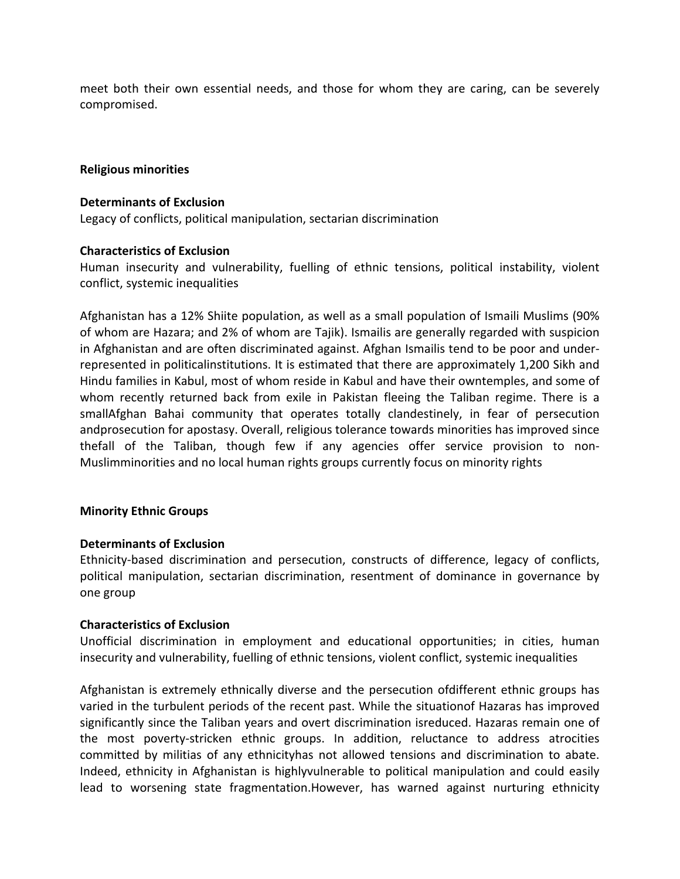meet both their own essential needs, and those for whom they are caring, can be severely compromised.

**Religious minorities**

**Determinants of Exclusion**

Legacy of conflicts, political manipulation, sectarian discrimination

**Characteristics of Exclusion**

Human insecurity and vulnerability, fuelling of ethnic tensions, political instability, violent conflict, systemic inequalities

Afghanistan has a 12% Shiite population, as well as a small population of Ismaili Muslims (90% of whom are Hazara; and 2% of whom are Tajik). Ismailis are generally regarded with suspicion in Afghanistan and are often discriminated against. Afghan Ismailis tend to be poor and under-represented in politicalinstitutions. It is estimated that there are approximately 1,200 Sikh and Hindu families in Kabul, most of whom reside in Kabul and have their owntemples, and some of whom recently returned back from exile in Pakistan fleeing the Taliban regime. There is a smallAfghan Bahai community that operates totally clandestinely, in fear of persecution andprosecution for apostasy. Overall, religious tolerance towards minorities has improved since thefall of the Taliban, though few if any agencies offer service provision to non-Muslimminorities and no local human rights groups currently focus on minority rights

**Minority Ethnic Groups**

**Determinants of Exclusion**

Ethnicity-based discrimination and persecution, constructs of difference, legacy of conflicts, political manipulation, sectarian discrimination, resentment of dominance in governance by one group

**Characteristics of Exclusion**

Unofficial discrimination in employment and educational opportunities; in cities, human insecurity and vulnerability, fuelling of ethnic tensions, violent conflict, systemic inequalities

Afghanistan is extremely ethnically diverse and the persecution ofdifferent ethnic groups has varied in the turbulent periods of the recent past. While the situationof Hazaras has improved significantly since the Taliban years and overt discrimination isreduced. Hazaras remain one of the most poverty-stricken ethnic groups. In addition, reluctance to address atrocities committed by militias of any ethnicityhas not allowed tensions and discrimination to abate. Indeed, ethnicity in Afghanistan is highlyvulnerable to political manipulation and could easily lead to worsening state fragmentation.However, has warned against nurturing ethnicity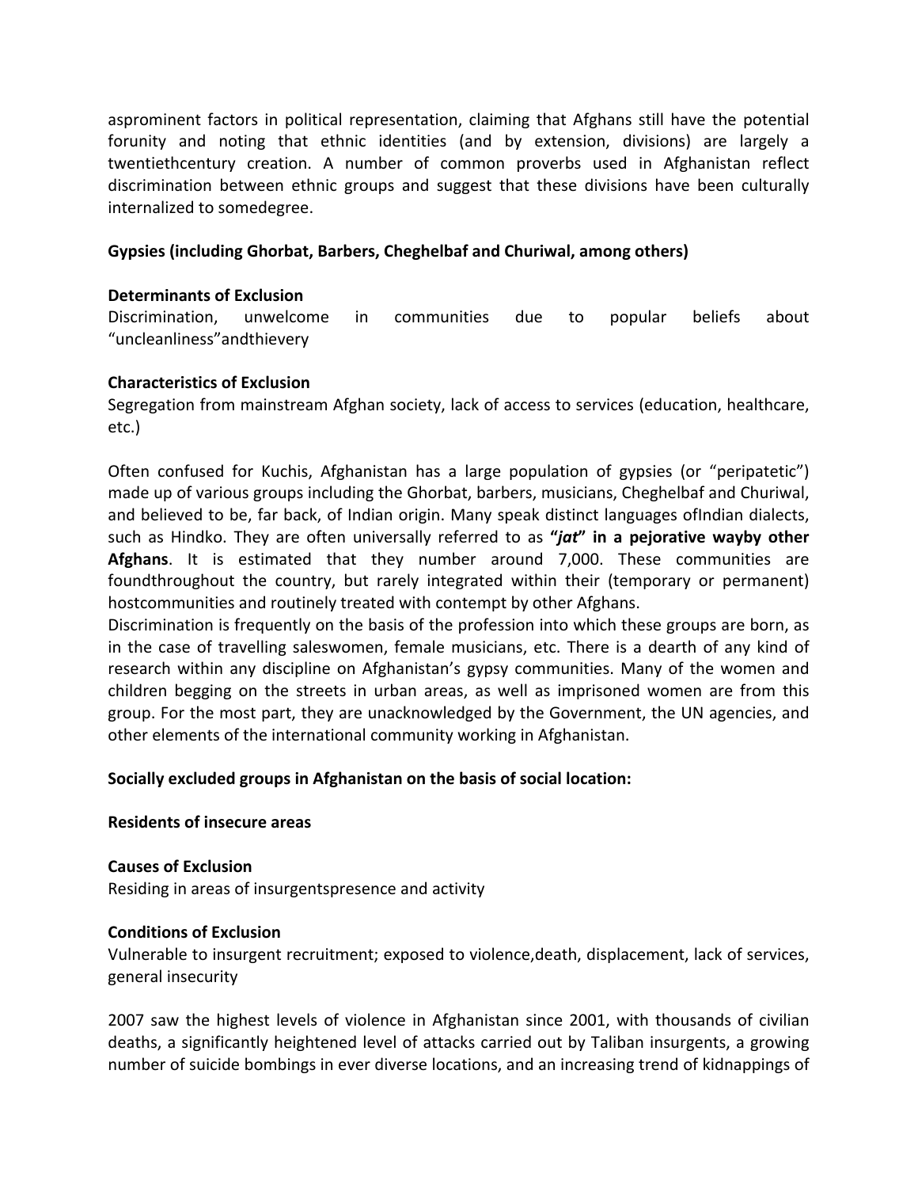asprominent factors in political representation, claiming that Afghans still have the potential forunity and noting that ethnic identities (and by extension, divisions) are largely a twentiethcentury creation. A number of common proverbs used in Afghanistan reflect discrimination between ethnic groups and suggest that these divisions have been culturally internalized to somedegree.

**Gypsies (including Ghorbat, Barbers, Cheghelbaf and Churiwal, among others)**

**Determinants of Exclusion**
Discrimination, unwelcome in communities due to popular beliefs about "uncleanliness"andthievery

**Characteristics of Exclusion**
Segregation from mainstream Afghan society, lack of access to services (education, healthcare, etc.)

Often confused for Kuchis, Afghanistan has a large population of gypsies (or "peripatetic") made up of various groups including the Ghorbat, barbers, musicians, Cheghelbaf and Churiwal, and believed to be, far back, of Indian origin. Many speak distinct languages ofIndian dialects, such as Hindko. They are often universally referred to as **"*jat*" in a pejorative wayby other Afghans**. It is estimated that they number around 7,000. These communities are foundthroughout the country, but rarely integrated within their (temporary or permanent) hostcommunities and routinely treated with contempt by other Afghans.
Discrimination is frequently on the basis of the profession into which these groups are born, as in the case of travelling saleswomen, female musicians, etc. There is a dearth of any kind of research within any discipline on Afghanistan's gypsy communities. Many of the women and children begging on the streets in urban areas, as well as imprisoned women are from this group. For the most part, they are unacknowledged by the Government, the UN agencies, and other elements of the international community working in Afghanistan.

**Socially excluded groups in Afghanistan on the basis of social location:**

**Residents of insecure areas**

**Causes of Exclusion**
Residing in areas of insurgentspresence and activity

**Conditions of Exclusion**
Vulnerable to insurgent recruitment; exposed to violence,death, displacement, lack of services, general insecurity

2007 saw the highest levels of violence in Afghanistan since 2001, with thousands of civilian deaths, a significantly heightened level of attacks carried out by Taliban insurgents, a growing number of suicide bombings in ever diverse locations, and an increasing trend of kidnappings of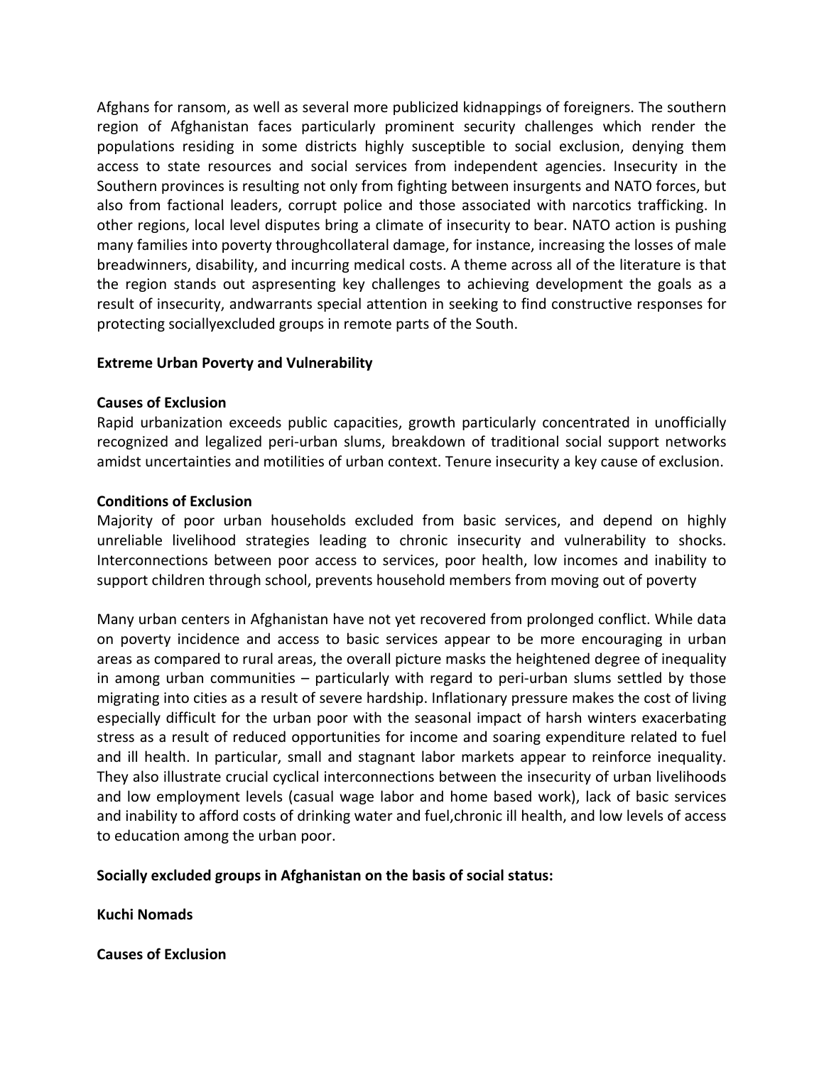Afghans for ransom, as well as several more publicized kidnappings of foreigners. The southern region of Afghanistan faces particularly prominent security challenges which render the populations residing in some districts highly susceptible to social exclusion, denying them access to state resources and social services from independent agencies. Insecurity in the Southern provinces is resulting not only from fighting between insurgents and NATO forces, but also from factional leaders, corrupt police and those associated with narcotics trafficking. In other regions, local level disputes bring a climate of insecurity to bear. NATO action is pushing many families into poverty throughcollateral damage, for instance, increasing the losses of male breadwinners, disability, and incurring medical costs. A theme across all of the literature is that the region stands out aspresenting key challenges to achieving development the goals as a result of insecurity, andwarrants special attention in seeking to find constructive responses for protecting sociallyexcluded groups in remote parts of the South.

**Extreme Urban Poverty and Vulnerability**

**Causes of Exclusion**

Rapid urbanization exceeds public capacities, growth particularly concentrated in unofficially recognized and legalized peri-urban slums, breakdown of traditional social support networks amidst uncertainties and motilities of urban context. Tenure insecurity a key cause of exclusion.

**Conditions of Exclusion**

Majority of poor urban households excluded from basic services, and depend on highly unreliable livelihood strategies leading to chronic insecurity and vulnerability to shocks. Interconnections between poor access to services, poor health, low incomes and inability to support children through school, prevents household members from moving out of poverty

Many urban centers in Afghanistan have not yet recovered from prolonged conflict. While data on poverty incidence and access to basic services appear to be more encouraging in urban areas as compared to rural areas, the overall picture masks the heightened degree of inequality in among urban communities – particularly with regard to peri-urban slums settled by those migrating into cities as a result of severe hardship. Inflationary pressure makes the cost of living especially difficult for the urban poor with the seasonal impact of harsh winters exacerbating stress as a result of reduced opportunities for income and soaring expenditure related to fuel and ill health. In particular, small and stagnant labor markets appear to reinforce inequality. They also illustrate crucial cyclical interconnections between the insecurity of urban livelihoods and low employment levels (casual wage labor and home based work), lack of basic services and inability to afford costs of drinking water and fuel,chronic ill health, and low levels of access to education among the urban poor.

**Socially excluded groups in Afghanistan on the basis of social status:**

**Kuchi Nomads**

**Causes of Exclusion**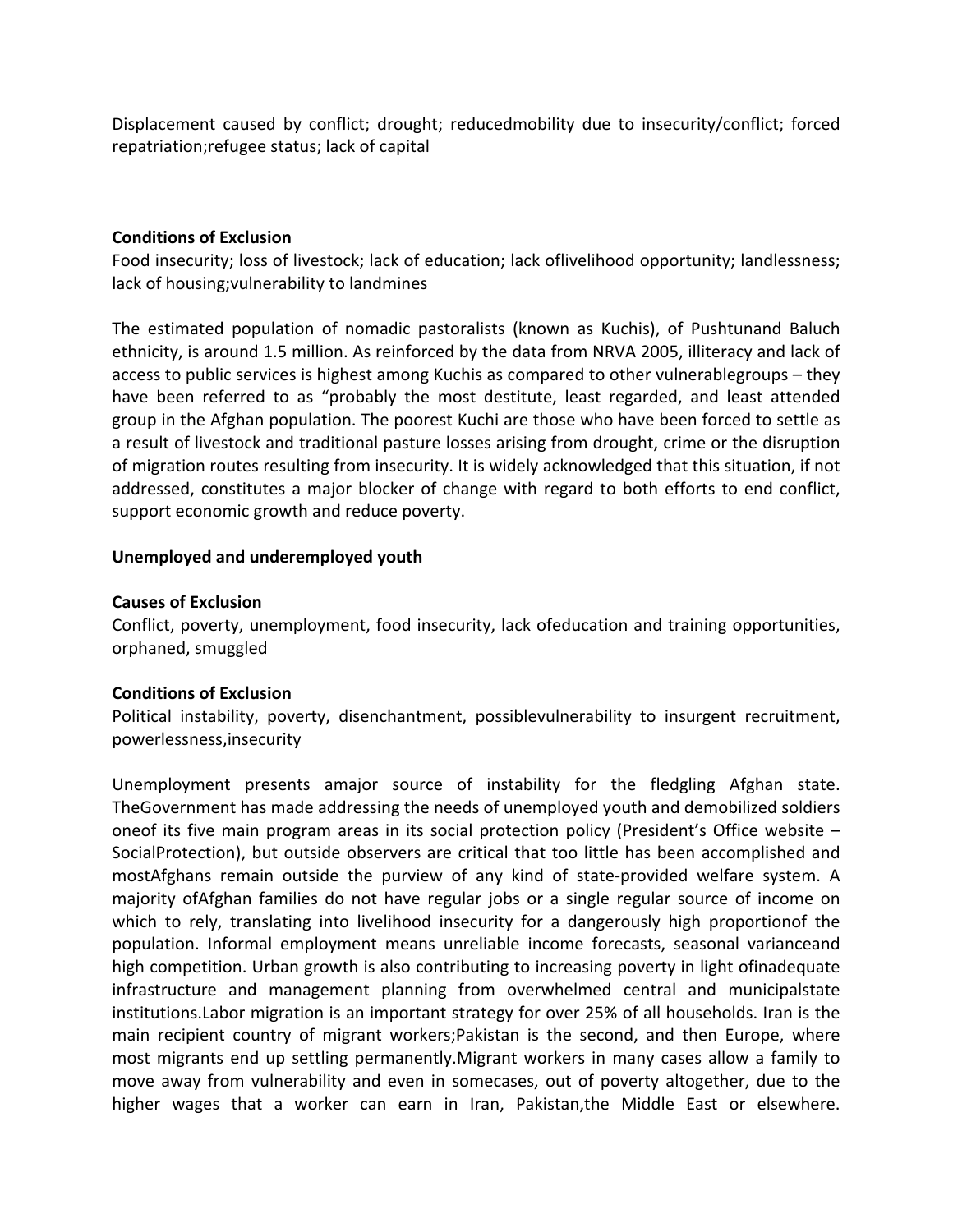Displacement caused by conflict; drought; reducedmobility due to insecurity/conflict; forced repatriation;refugee status; lack of capital

**Conditions of Exclusion**
Food insecurity; loss of livestock; lack of education; lack oflivelihood opportunity; landlessness; lack of housing;vulnerability to landmines

The estimated population of nomadic pastoralists (known as Kuchis), of Pushtunand Baluch ethnicity, is around 1.5 million. As reinforced by the data from NRVA 2005, illiteracy and lack of access to public services is highest among Kuchis as compared to other vulnerablegroups – they have been referred to as "probably the most destitute, least regarded, and least attended group in the Afghan population. The poorest Kuchi are those who have been forced to settle as a result of livestock and traditional pasture losses arising from drought, crime or the disruption of migration routes resulting from insecurity. It is widely acknowledged that this situation, if not addressed, constitutes a major blocker of change with regard to both efforts to end conflict, support economic growth and reduce poverty.

**Unemployed and underemployed youth**

**Causes of Exclusion**
Conflict, poverty, unemployment, food insecurity, lack ofeducation and training opportunities, orphaned, smuggled

**Conditions of Exclusion**
Political instability, poverty, disenchantment, possiblevulnerability to insurgent recruitment, powerlessness,insecurity

Unemployment presents amajor source of instability for the fledgling Afghan state. TheGovernment has made addressing the needs of unemployed youth and demobilized soldiers oneof its five main program areas in its social protection policy (President's Office website – SocialProtection), but outside observers are critical that too little has been accomplished and mostAfghans remain outside the purview of any kind of state-provided welfare system. A majority ofAfghan families do not have regular jobs or a single regular source of income on which to rely, translating into livelihood insecurity for a dangerously high proportionof the population. Informal employment means unreliable income forecasts, seasonal varianceand high competition. Urban growth is also contributing to increasing poverty in light ofinadequate infrastructure and management planning from overwhelmed central and municipalstate institutions.Labor migration is an important strategy for over 25% of all households. Iran is the main recipient country of migrant workers;Pakistan is the second, and then Europe, where most migrants end up settling permanently.Migrant workers in many cases allow a family to move away from vulnerability and even in somecases, out of poverty altogether, due to the higher wages that a worker can earn in Iran, Pakistan,the Middle East or elsewhere.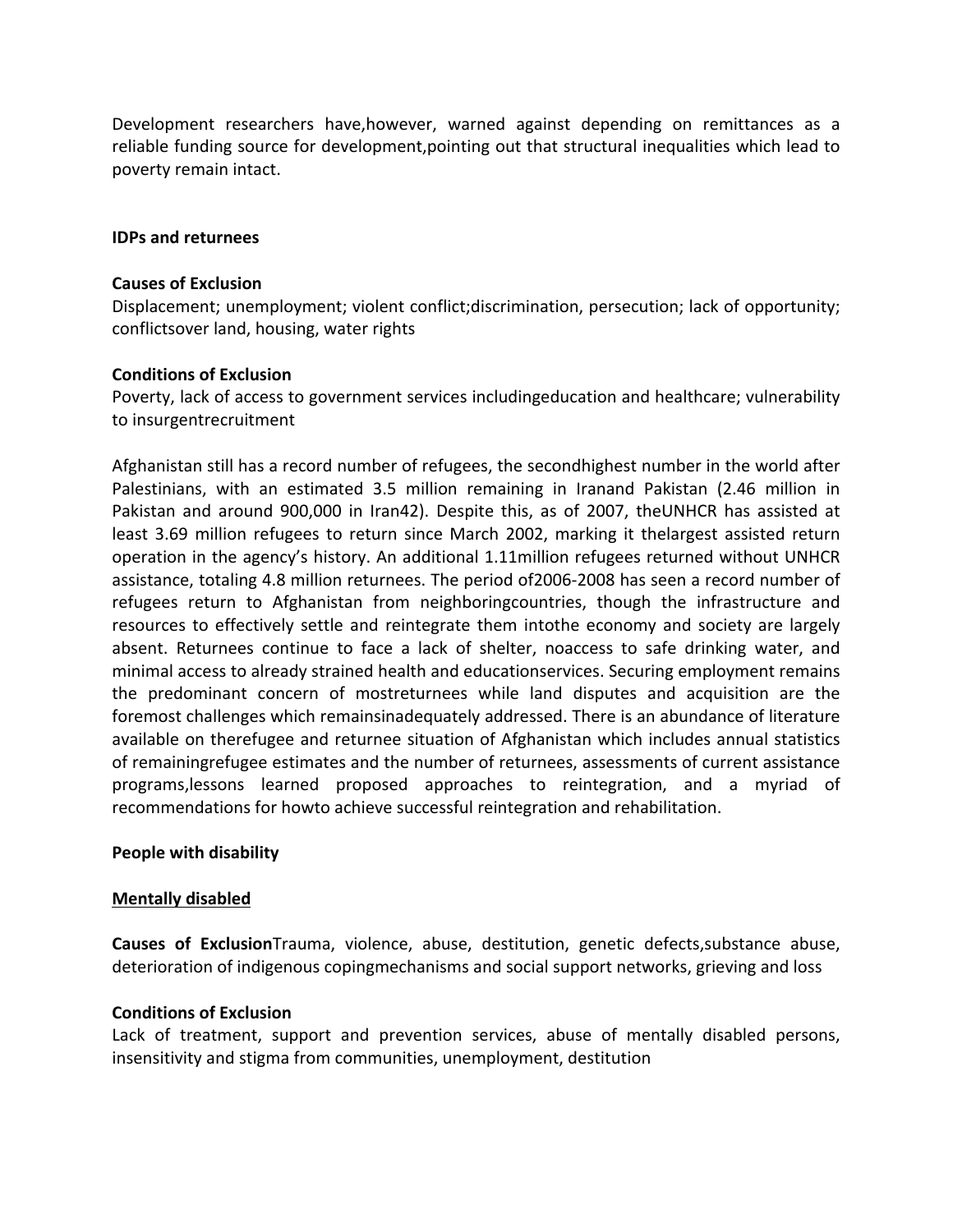Development researchers have,however, warned against depending on remittances as a reliable funding source for development,pointing out that structural inequalities which lead to poverty remain intact.

**IDPs and returnees**

**Causes of Exclusion**

Displacement; unemployment; violent conflict;discrimination, persecution; lack of opportunity; conflictsover land, housing, water rights

**Conditions of Exclusion**

Poverty, lack of access to government services includingeducation and healthcare; vulnerability to insurgentrecruitment

Afghanistan still has a record number of refugees, the secondhighest number in the world after Palestinians, with an estimated 3.5 million remaining in Iranand Pakistan (2.46 million in Pakistan and around 900,000 in Iran42). Despite this, as of 2007, theUNHCR has assisted at least 3.69 million refugees to return since March 2002, marking it thelargest assisted return operation in the agency's history. An additional 1.11million refugees returned without UNHCR assistance, totaling 4.8 million returnees. The period of2006-2008 has seen a record number of refugees return to Afghanistan from neighboringcountries, though the infrastructure and resources to effectively settle and reintegrate them intothe economy and society are largely absent. Returnees continue to face a lack of shelter, noaccess to safe drinking water, and minimal access to already strained health and educationservices. Securing employment remains the predominant concern of mostreturnees while land disputes and acquisition are the foremost challenges which remainsinadequately addressed. There is an abundance of literature available on therefugee and returnee situation of Afghanistan which includes annual statistics of remainingrefugee estimates and the number of returnees, assessments of current assistance programs,lessons learned proposed approaches to reintegration, and a myriad of recommendations for howto achieve successful reintegration and rehabilitation.

**People with disability**

**<u>Mentally disabled</u>**

**Causes of Exclusion**Trauma, violence, abuse, destitution, genetic defects,substance abuse, deterioration of indigenous copingmechanisms and social support networks, grieving and loss

**Conditions of Exclusion**

Lack of treatment, support and prevention services, abuse of mentally disabled persons, insensitivity and stigma from communities, unemployment, destitution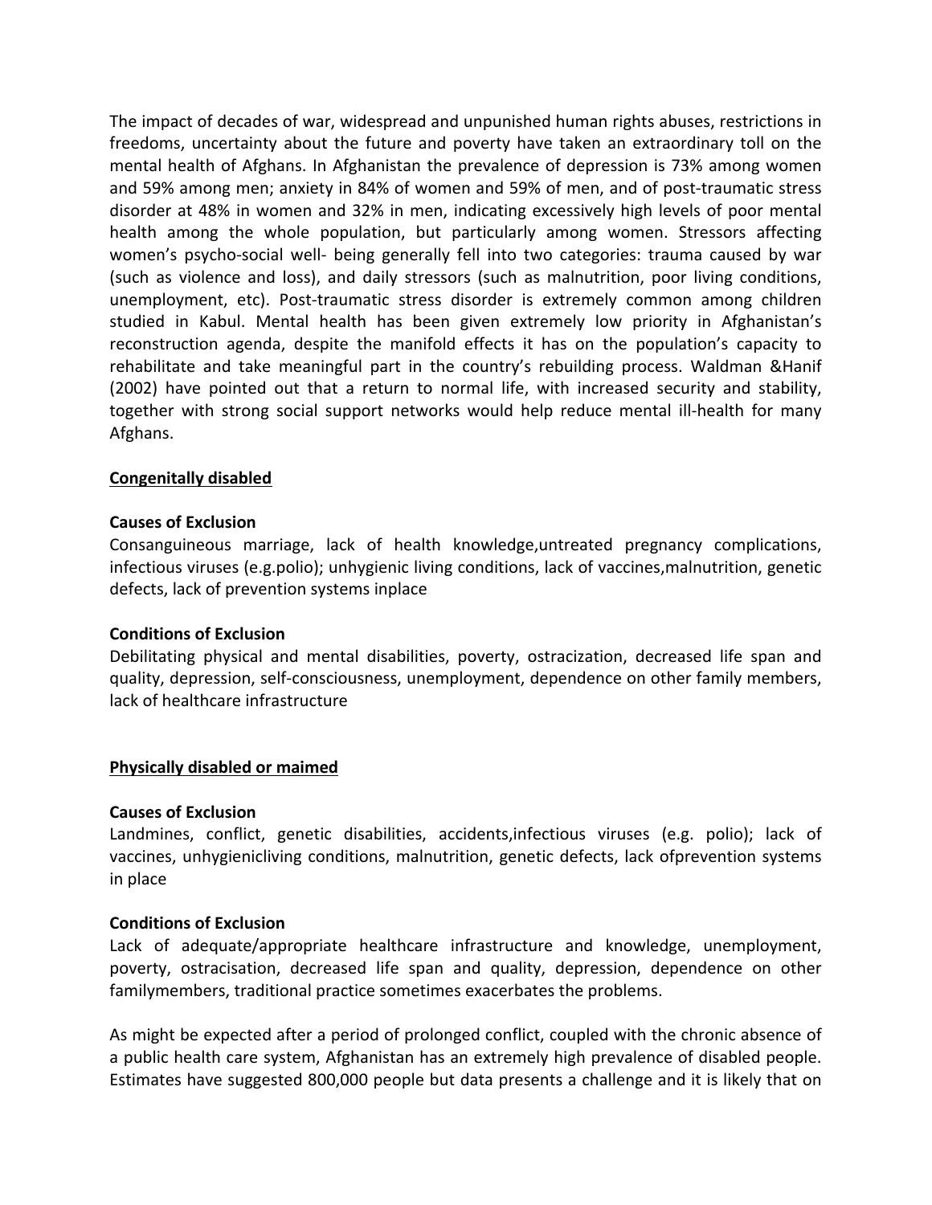The impact of decades of war, widespread and unpunished human rights abuses, restrictions in freedoms, uncertainty about the future and poverty have taken an extraordinary toll on the mental health of Afghans. In Afghanistan the prevalence of depression is 73% among women and 59% among men; anxiety in 84% of women and 59% of men, and of post-traumatic stress disorder at 48% in women and 32% in men, indicating excessively high levels of poor mental health among the whole population, but particularly among women. Stressors affecting women's psycho-social well- being generally fell into two categories: trauma caused by war (such as violence and loss), and daily stressors (such as malnutrition, poor living conditions, unemployment, etc). Post-traumatic stress disorder is extremely common among children studied in Kabul. Mental health has been given extremely low priority in Afghanistan's reconstruction agenda, despite the manifold effects it has on the population's capacity to rehabilitate and take meaningful part in the country's rebuilding process. Waldman &Hanif (2002) have pointed out that a return to normal life, with increased security and stability, together with strong social support networks would help reduce mental ill-health for many Afghans.

<u>**Congenitally disabled**</u>

**Causes of Exclusion**
Consanguineous marriage, lack of health knowledge,untreated pregnancy complications, infectious viruses (e.g.polio); unhygienic living conditions, lack of vaccines,malnutrition, genetic defects, lack of prevention systems inplace

**Conditions of Exclusion**
Debilitating physical and mental disabilities, poverty, ostracization, decreased life span and quality, depression, self-consciousness, unemployment, dependence on other family members, lack of healthcare infrastructure

<u>**Physically disabled or maimed**</u>

**Causes of Exclusion**
Landmines, conflict, genetic disabilities, accidents,infectious viruses (e.g. polio); lack of vaccines, unhygieniclliving conditions, malnutrition, genetic defects, lack ofprevention systems in place

**Conditions of Exclusion**
Lack of adequate/appropriate healthcare infrastructure and knowledge, unemployment, poverty, ostracisation, decreased life span and quality, depression, dependence on other familymembers, traditional practice sometimes exacerbates the problems.

As might be expected after a period of prolonged conflict, coupled with the chronic absence of a public health care system, Afghanistan has an extremely high prevalence of disabled people. Estimates have suggested 800,000 people but data presents a challenge and it is likely that on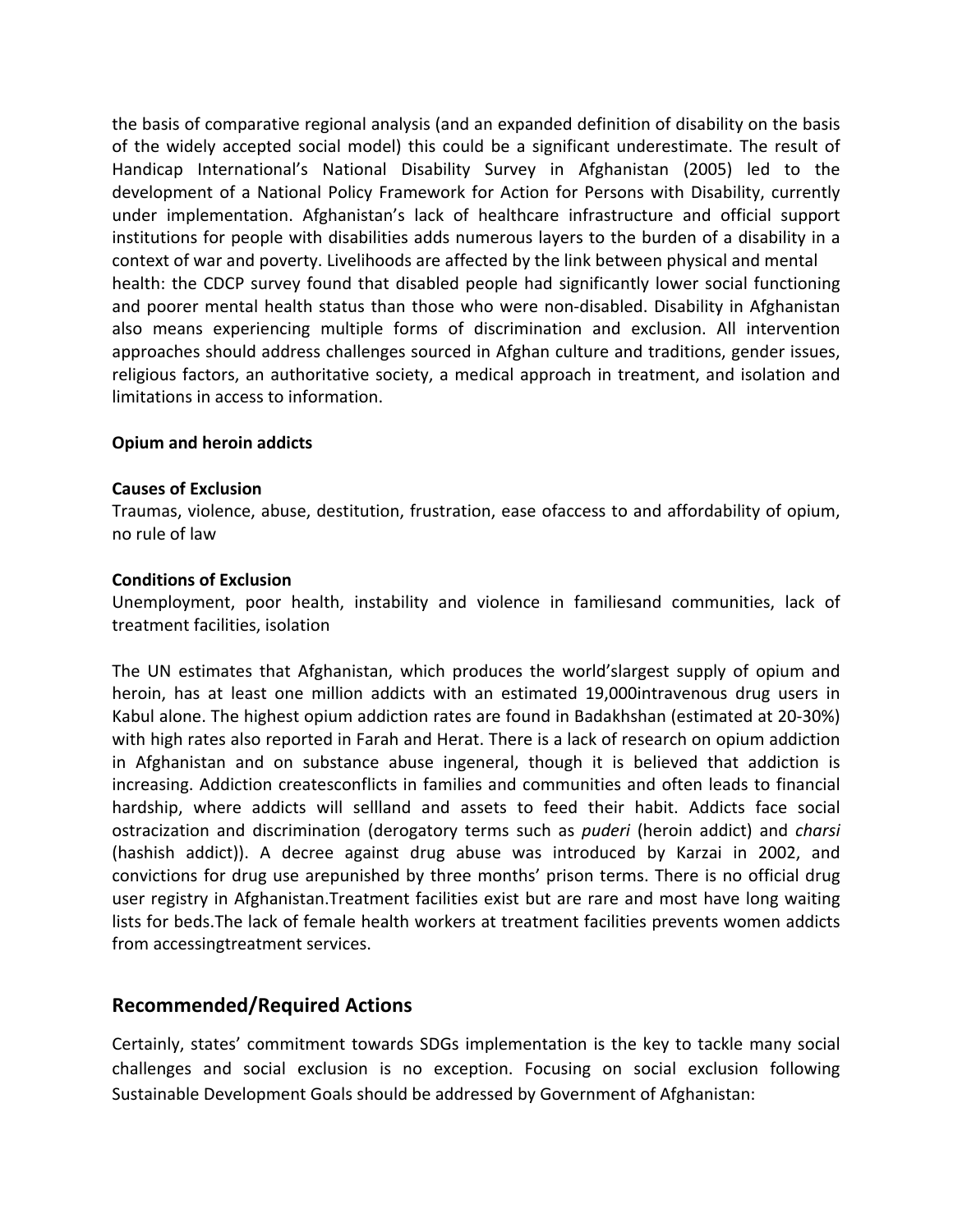the basis of comparative regional analysis (and an expanded definition of disability on the basis of the widely accepted social model) this could be a significant underestimate. The result of Handicap International's National Disability Survey in Afghanistan (2005) led to the development of a National Policy Framework for Action for Persons with Disability, currently under implementation. Afghanistan's lack of healthcare infrastructure and official support institutions for people with disabilities adds numerous layers to the burden of a disability in a context of war and poverty. Livelihoods are affected by the link between physical and mental health: the CDCP survey found that disabled people had significantly lower social functioning and poorer mental health status than those who were non-disabled. Disability in Afghanistan also means experiencing multiple forms of discrimination and exclusion. All intervention approaches should address challenges sourced in Afghan culture and traditions, gender issues, religious factors, an authoritative society, a medical approach in treatment, and isolation and limitations in access to information.

**Opium and heroin addicts**

**Causes of Exclusion**
Traumas, violence, abuse, destitution, frustration, ease ofaccess to and affordability of opium, no rule of law

**Conditions of Exclusion**
Unemployment, poor health, instability and violence in familiesand communities, lack of treatment facilities, isolation

The UN estimates that Afghanistan, which produces the world'slargest supply of opium and heroin, has at least one million addicts with an estimated 19,000intravenous drug users in Kabul alone. The highest opium addiction rates are found in Badakhshan (estimated at 20-30%) with high rates also reported in Farah and Herat. There is a lack of research on opium addiction in Afghanistan and on substance abuse ingeneral, though it is believed that addiction is increasing. Addiction createsconflicts in families and communities and often leads to financial hardship, where addicts will sellland and assets to feed their habit. Addicts face social ostracization and discrimination (derogatory terms such as *puderi* (heroin addict) and *charsi* (hashish addict)). A decree against drug abuse was introduced by Karzai in 2002, and convictions for drug use arepunished by three months' prison terms. There is no official drug user registry in Afghanistan.Treatment facilities exist but are rare and most have long waiting lists for beds.The lack of female health workers at treatment facilities prevents women addicts from accessingtreatment services.

## Recommended/Required Actions

Certainly, states' commitment towards SDGs implementation is the key to tackle many social challenges and social exclusion is no exception. Focusing on social exclusion following Sustainable Development Goals should be addressed by Government of Afghanistan: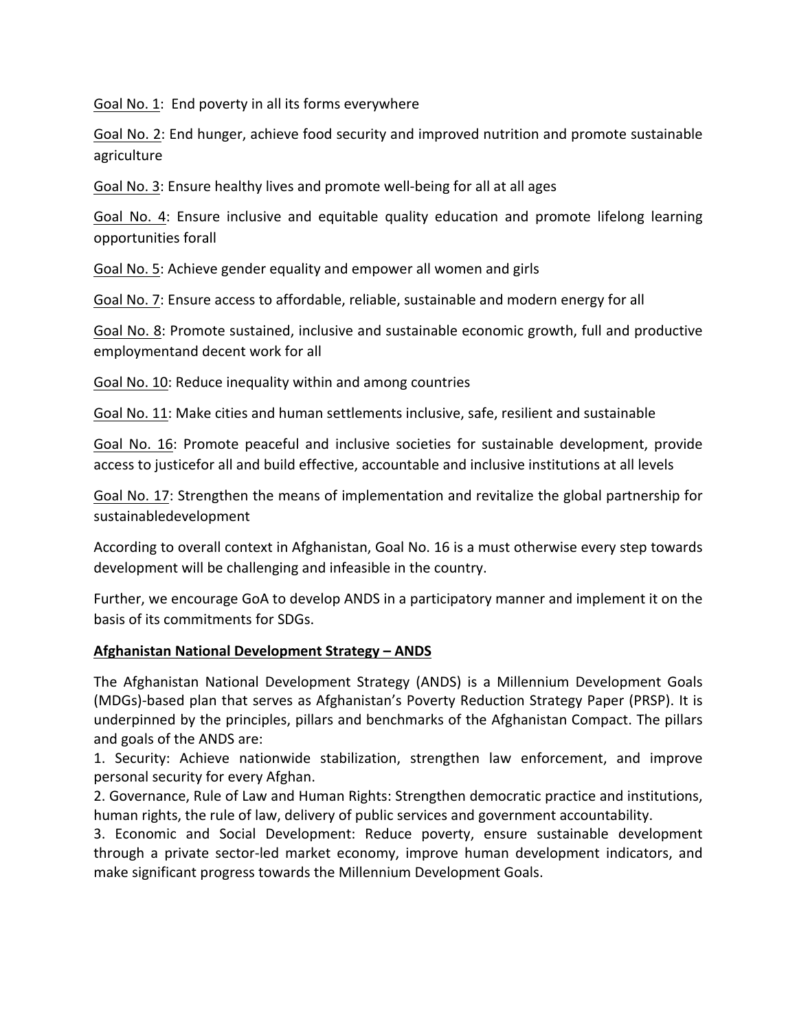Goal No. 1:  End poverty in all its forms everywhere

Goal No. 2: End hunger, achieve food security and improved nutrition and promote sustainable agriculture

Goal No. 3: Ensure healthy lives and promote well-being for all at all ages

Goal No. 4: Ensure inclusive and equitable quality education and promote lifelong learning opportunities forall

Goal No. 5: Achieve gender equality and empower all women and girls

Goal No. 7: Ensure access to affordable, reliable, sustainable and modern energy for all

Goal No. 8: Promote sustained, inclusive and sustainable economic growth, full and productive employmentand decent work for all

Goal No. 10: Reduce inequality within and among countries

Goal No. 11: Make cities and human settlements inclusive, safe, resilient and sustainable

Goal No. 16: Promote peaceful and inclusive societies for sustainable development, provide access to justicefor all and build effective, accountable and inclusive institutions at all levels

Goal No. 17: Strengthen the means of implementation and revitalize the global partnership for sustainabledevelopment

According to overall context in Afghanistan, Goal No. 16 is a must otherwise every step towards development will be challenging and infeasible in the country.

Further, we encourage GoA to develop ANDS in a participatory manner and implement it on the basis of its commitments for SDGs.

**Afghanistan National Development Strategy – ANDS**

The Afghanistan National Development Strategy (ANDS) is a Millennium Development Goals (MDGs)-based plan that serves as Afghanistan's Poverty Reduction Strategy Paper (PRSP). It is underpinned by the principles, pillars and benchmarks of the Afghanistan Compact. The pillars and goals of the ANDS are:

1. Security: Achieve nationwide stabilization, strengthen law enforcement, and improve personal security for every Afghan.
2. Governance, Rule of Law and Human Rights: Strengthen democratic practice and institutions, human rights, the rule of law, delivery of public services and government accountability.
3. Economic and Social Development: Reduce poverty, ensure sustainable development through a private sector-led market economy, improve human development indicators, and make significant progress towards the Millennium Development Goals.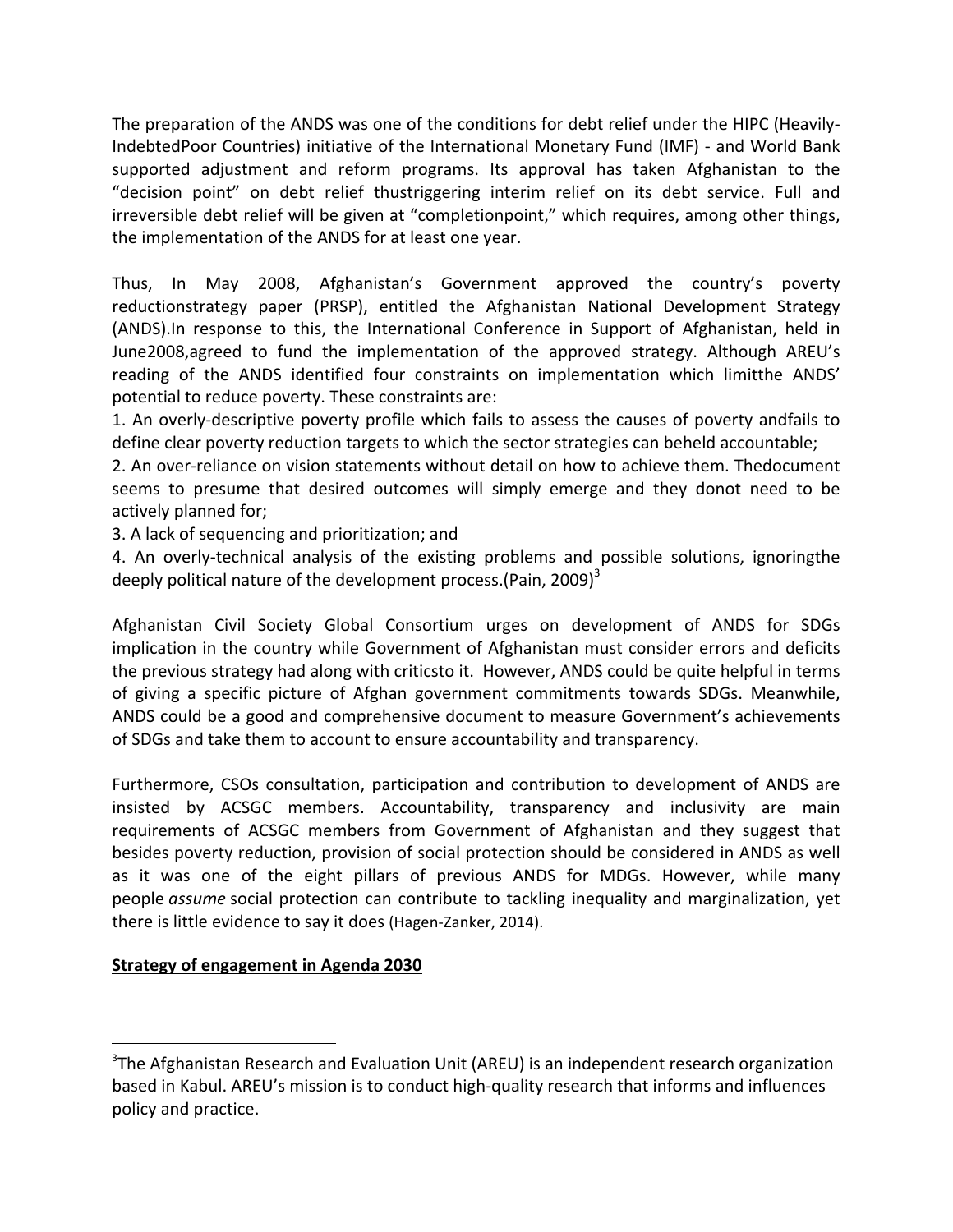The preparation of the ANDS was one of the conditions for debt relief under the HIPC (Heavily-IndebtedPoor Countries) initiative of the International Monetary Fund (IMF) - and World Bank supported adjustment and reform programs. Its approval has taken Afghanistan to the “decision point” on debt relief thustriggering interim relief on its debt service. Full and irreversible debt relief will be given at “completionpoint,” which requires, among other things, the implementation of the ANDS for at least one year.

Thus, In May 2008, Afghanistan’s Government approved the country’s poverty reductionstrategy paper (PRSP), entitled the Afghanistan National Development Strategy (ANDS).In response to this, the International Conference in Support of Afghanistan, held in June2008,agreed to fund the implementation of the approved strategy. Although AREU’s reading of the ANDS identified four constraints on implementation which limitthe ANDS’ potential to reduce poverty. These constraints are:

1. An overly-descriptive poverty profile which fails to assess the causes of poverty andfails to define clear poverty reduction targets to which the sector strategies can beheld accountable;
2. An over-reliance on vision statements without detail on how to achieve them. Thedocument seems to presume that desired outcomes will simply emerge and they donot need to be actively planned for;
3. A lack of sequencing and prioritization; and
4. An overly-technical analysis of the existing problems and possible solutions, ignoringthe deeply political nature of the development process.(Pain, 2009)[3]

Afghanistan Civil Society Global Consortium urges on development of ANDS for SDGs implication in the country while Government of Afghanistan must consider errors and deficits the previous strategy had along with criticsto it. However, ANDS could be quite helpful in terms of giving a specific picture of Afghan government commitments towards SDGs. Meanwhile, ANDS could be a good and comprehensive document to measure Government’s achievements of SDGs and take them to account to ensure accountability and transparency.

Furthermore, CSOs consultation, participation and contribution to development of ANDS are insisted by ACSGC members. Accountability, transparency and inclusivity are main requirements of ACSGC members from Government of Afghanistan and they suggest that besides poverty reduction, provision of social protection should be considered in ANDS as well as it was one of the eight pillars of previous ANDS for MDGs. However, while many people *assume* social protection can contribute to tackling inequality and marginalization, yet there is little evidence to say it does (Hagen-Zanker, 2014).

**<u>Strategy of engagement in Agenda 2030</u>**

---

[3]The Afghanistan Research and Evaluation Unit (AREU) is an independent research organization based in Kabul. AREU’s mission is to conduct high-quality research that informs and influences policy and practice.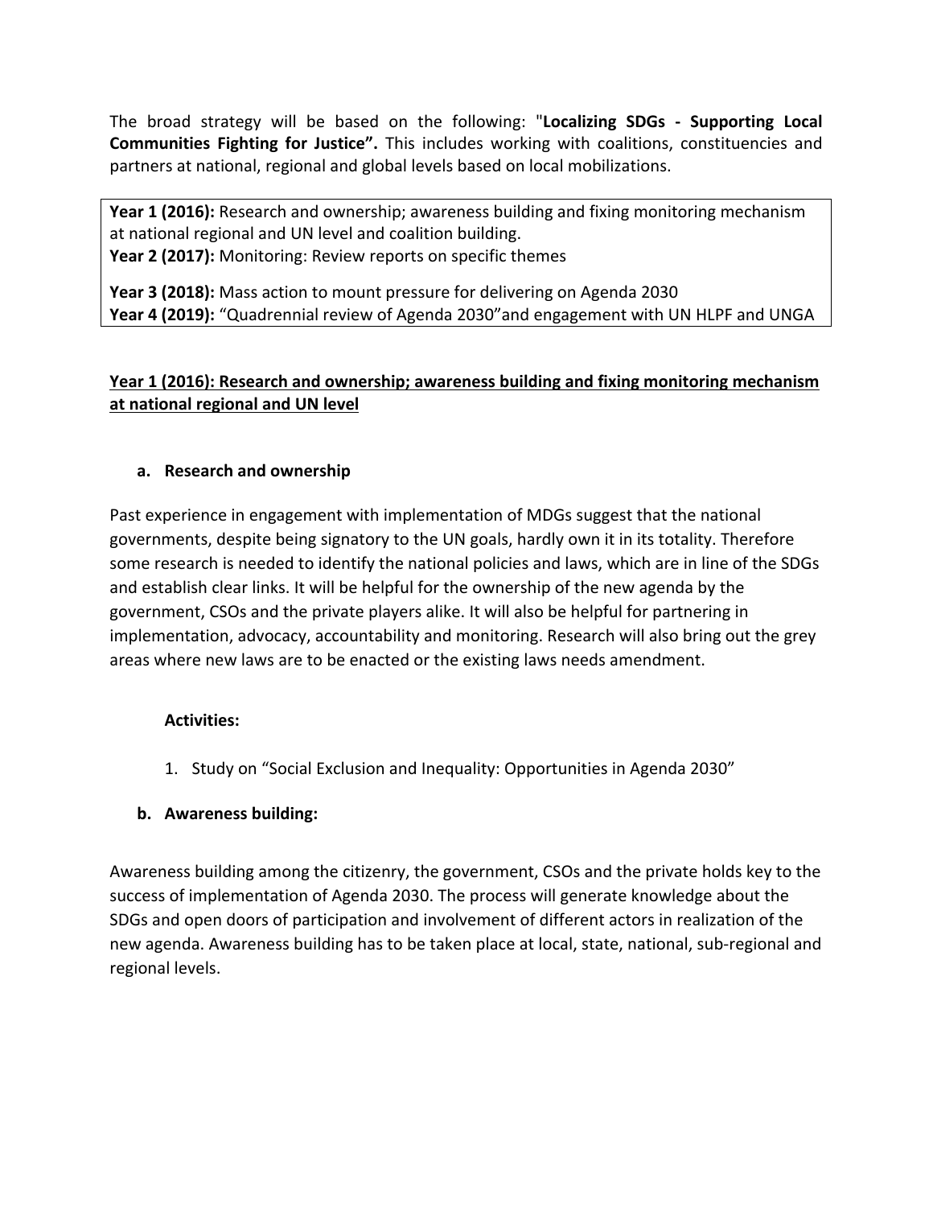The broad strategy will be based on the following: "**Localizing SDGs - Supporting Local Communities Fighting for Justice".** This includes working with coalitions, constituencies and partners at national, regional and global levels based on local mobilizations.

**Year 1 (2016):** Research and ownership; awareness building and fixing monitoring mechanism at national regional and UN level and coalition building.
**Year 2 (2017):** Monitoring: Review reports on specific themes

**Year 3 (2018):** Mass action to mount pressure for delivering on Agenda 2030
**Year 4 (2019):** "Quadrennial review of Agenda 2030"and engagement with UN HLPF and UNGA

**<u>Year 1 (2016): Research and ownership; awareness building and fixing monitoring mechanism at national regional and UN level</u>**

**a. Research and ownership**

Past experience in engagement with implementation of MDGs suggest that the national governments, despite being signatory to the UN goals, hardly own it in its totality. Therefore some research is needed to identify the national policies and laws, which are in line of the SDGs and establish clear links. It will be helpful for the ownership of the new agenda by the government, CSOs and the private players alike. It will also be helpful for partnering in implementation, advocacy, accountability and monitoring. Research will also bring out the grey areas where new laws are to be enacted or the existing laws needs amendment.

**Activities:**

1. Study on "Social Exclusion and Inequality: Opportunities in Agenda 2030"

**b. Awareness building:**

Awareness building among the citizenry, the government, CSOs and the private holds key to the success of implementation of Agenda 2030. The process will generate knowledge about the SDGs and open doors of participation and involvement of different actors in realization of the new agenda. Awareness building has to be taken place at local, state, national, sub-regional and regional levels.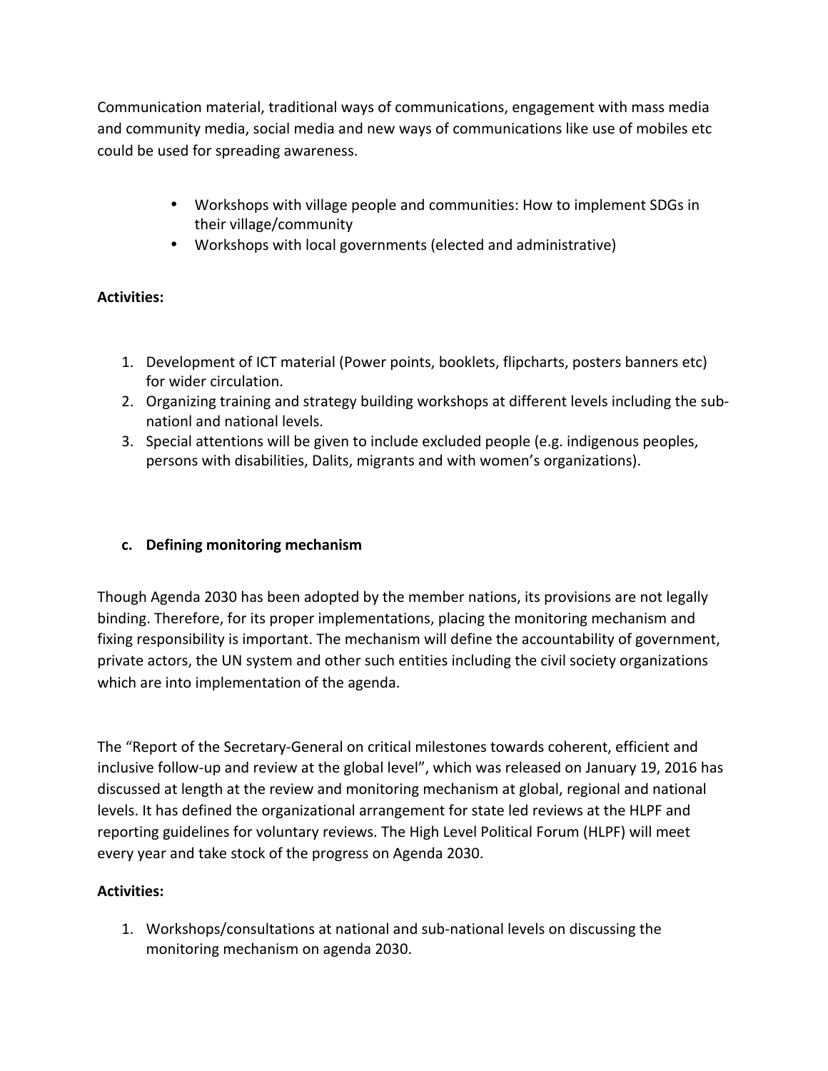Communication material, traditional ways of communications, engagement with mass media and community media, social media and new ways of communications like use of mobiles etc could be used for spreading awareness.

- Workshops with village people and communities: How to implement SDGs in their village/community
- Workshops with local governments (elected and administrative)

**Activities:**

1. Development of ICT material (Power points, booklets, flipcharts, posters banners etc) for wider circulation.
2. Organizing training and strategy building workshops at different levels including the sub-nationl and national levels.
3. Special attentions will be given to include excluded people (e.g. indigenous peoples, persons with disabilities, Dalits, migrants and with women's organizations).

**c. Defining monitoring mechanism**

Though Agenda 2030 has been adopted by the member nations, its provisions are not legally binding. Therefore, for its proper implementations, placing the monitoring mechanism and fixing responsibility is important. The mechanism will define the accountability of government, private actors, the UN system and other such entities including the civil society organizations which are into implementation of the agenda.

The "Report of the Secretary-General on critical milestones towards coherent, efficient and inclusive follow-up and review at the global level", which was released on January 19, 2016 has discussed at length at the review and monitoring mechanism at global, regional and national levels. It has defined the organizational arrangement for state led reviews at the HLPF and reporting guidelines for voluntary reviews. The High Level Political Forum (HLPF) will meet every year and take stock of the progress on Agenda 2030.

**Activities:**

1. Workshops/consultations at national and sub-national levels on discussing the monitoring mechanism on agenda 2030.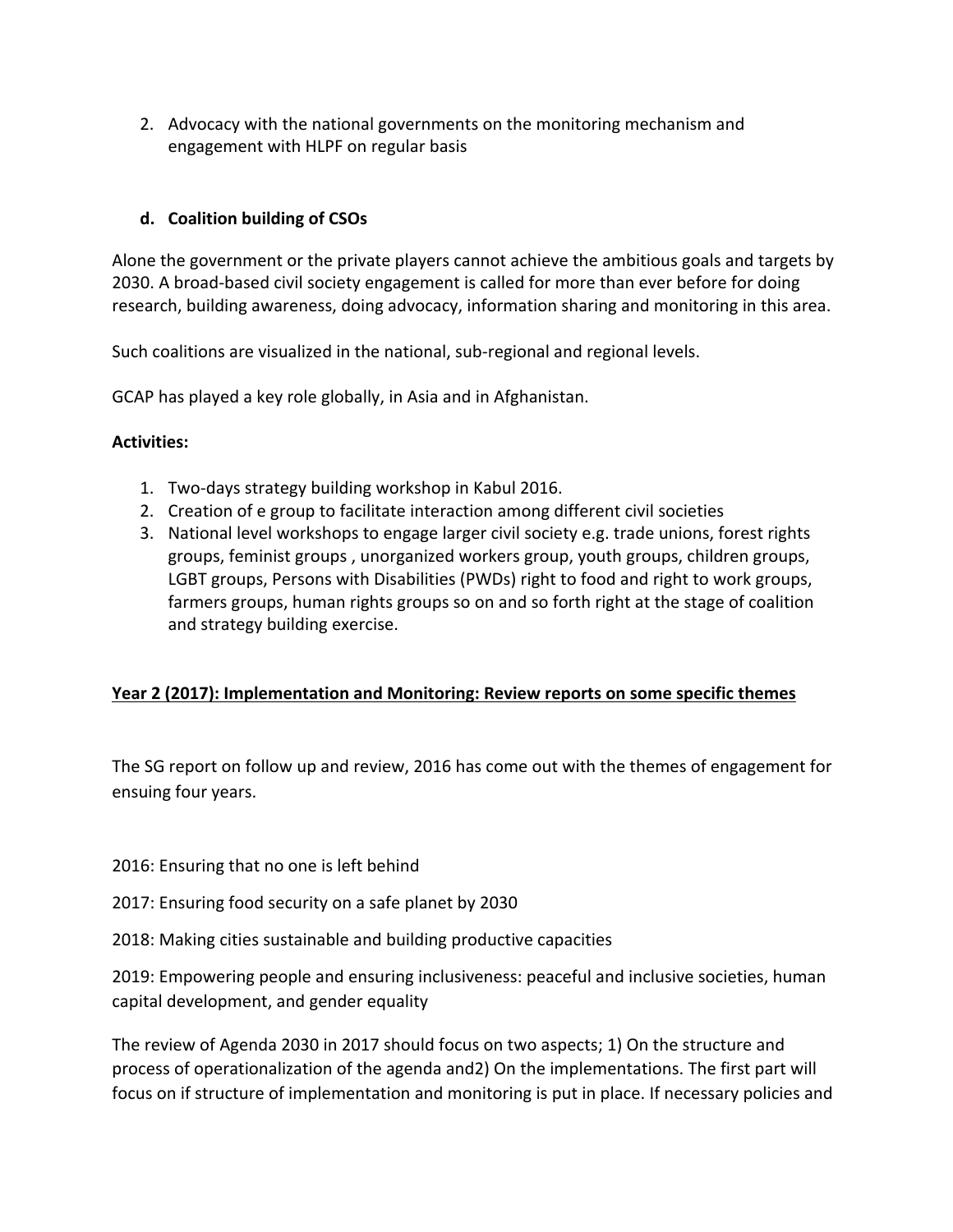2. Advocacy with the national governments on the monitoring mechanism and engagement with HLPF on regular basis

#### d. Coalition building of CSOs

Alone the government or the private players cannot achieve the ambitious goals and targets by 2030. A broad-based civil society engagement is called for more than ever before for doing research, building awareness, doing advocacy, information sharing and monitoring in this area.

Such coalitions are visualized in the national, sub-regional and regional levels.

GCAP has played a key role globally, in Asia and in Afghanistan.

**Activities:**

1. Two-days strategy building workshop in Kabul 2016.
2. Creation of e group to facilitate interaction among different civil societies
3. National level workshops to engage larger civil society e.g. trade unions, forest rights groups, feminist groups , unorganized workers group, youth groups, children groups, LGBT groups, Persons with Disabilities (PWDs) right to food and right to work groups, farmers groups, human rights groups so on and so forth right at the stage of coalition and strategy building exercise.

### Year 2 (2017): Implementation and Monitoring: Review reports on some specific themes

The SG report on follow up and review, 2016 has come out with the themes of engagement for ensuing four years.

2016: Ensuring that no one is left behind

2017: Ensuring food security on a safe planet by 2030

2018: Making cities sustainable and building productive capacities

2019: Empowering people and ensuring inclusiveness: peaceful and inclusive societies, human capital development, and gender equality

The review of Agenda 2030 in 2017 should focus on two aspects; 1) On the structure and process of operationalization of the agenda and2) On the implementations. The first part will focus on if structure of implementation and monitoring is put in place. If necessary policies and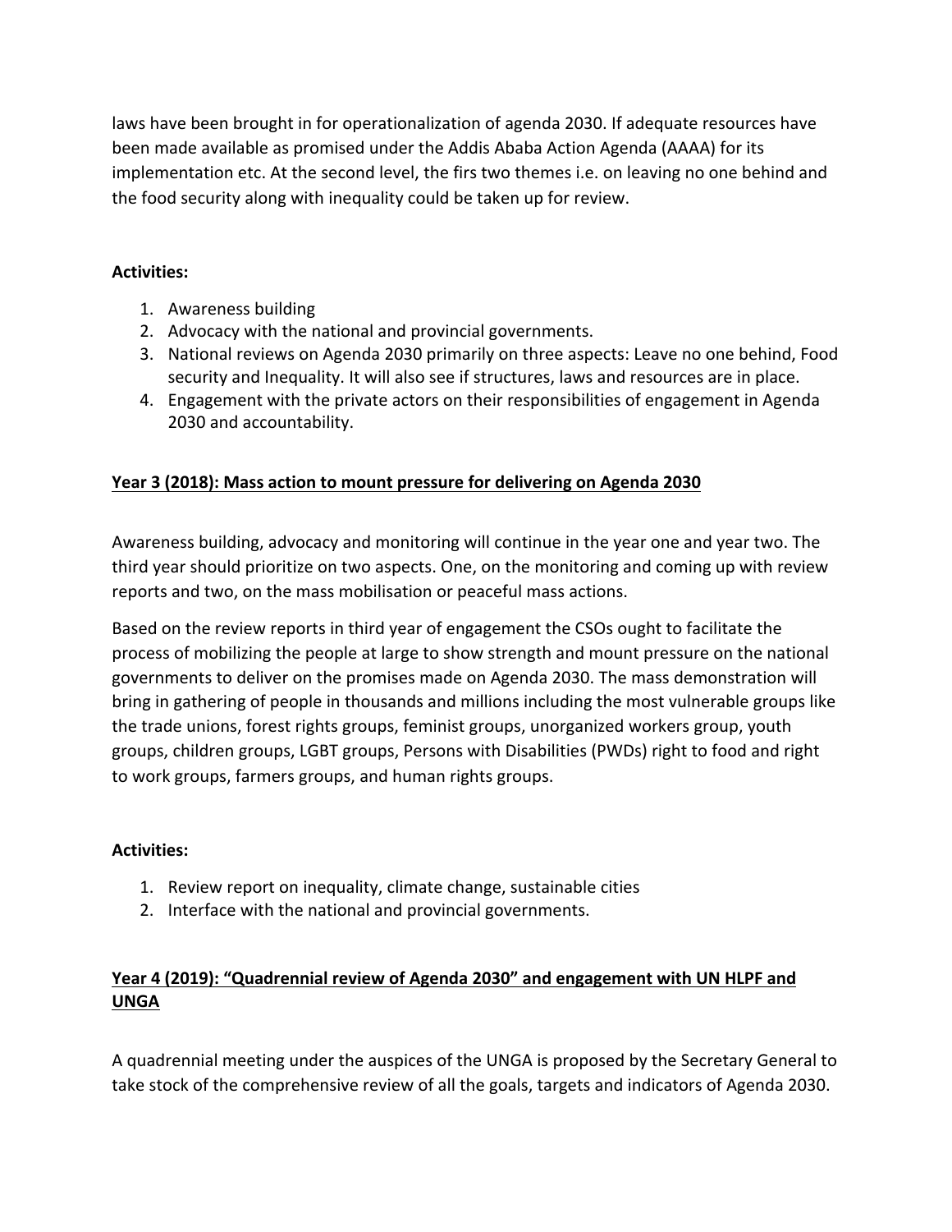laws have been brought in for operationalization of agenda 2030. If adequate resources have been made available as promised under the Addis Ababa Action Agenda (AAAA) for its implementation etc. At the second level, the firs two themes i.e. on leaving no one behind and the food security along with inequality could be taken up for review.

**Activities:**

1. Awareness building
2. Advocacy with the national and provincial governments.
3. National reviews on Agenda 2030 primarily on three aspects: Leave no one behind, Food security and Inequality. It will also see if structures, laws and resources are in place.
4. Engagement with the private actors on their responsibilities of engagement in Agenda 2030 and accountability.

<u>**Year 3 (2018): Mass action to mount pressure for delivering on Agenda 2030**</u>

Awareness building, advocacy and monitoring will continue in the year one and year two. The third year should prioritize on two aspects. One, on the monitoring and coming up with review reports and two, on the mass mobilisation or peaceful mass actions.

Based on the review reports in third year of engagement the CSOs ought to facilitate the process of mobilizing the people at large to show strength and mount pressure on the national governments to deliver on the promises made on Agenda 2030. The mass demonstration will bring in gathering of people in thousands and millions including the most vulnerable groups like the trade unions, forest rights groups, feminist groups, unorganized workers group, youth groups, children groups, LGBT groups, Persons with Disabilities (PWDs) right to food and right to work groups, farmers groups, and human rights groups.

**Activities:**

1. Review report on inequality, climate change, sustainable cities
2. Interface with the national and provincial governments.

<u>**Year 4 (2019): "Quadrennial review of Agenda 2030" and engagement with UN HLPF and UNGA**</u>

A quadrennial meeting under the auspices of the UNGA is proposed by the Secretary General to take stock of the comprehensive review of all the goals, targets and indicators of Agenda 2030.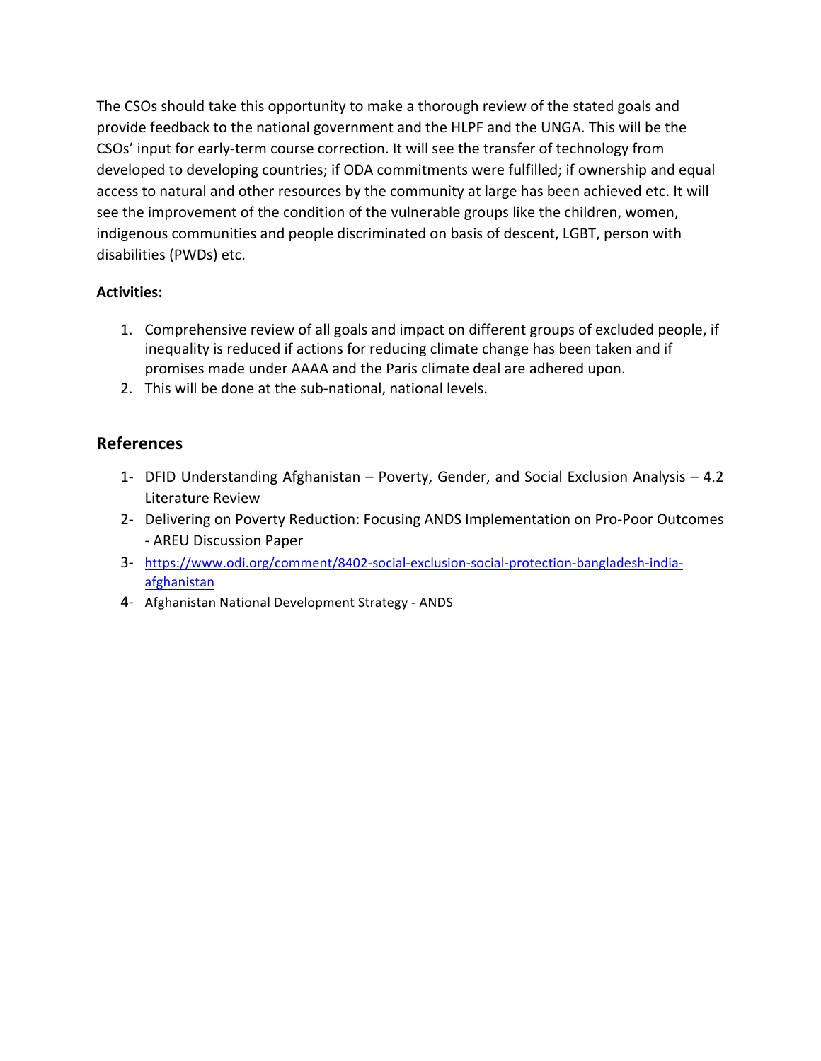The CSOs should take this opportunity to make a thorough review of the stated goals and provide feedback to the national government and the HLPF and the UNGA. This will be the CSOs' input for early-term course correction. It will see the transfer of technology from developed to developing countries; if ODA commitments were fulfilled; if ownership and equal access to natural and other resources by the community at large has been achieved etc. It will see the improvement of the condition of the vulnerable groups like the children, women, indigenous communities and people discriminated on basis of descent, LGBT, person with disabilities (PWDs) etc.

**Activities:**

1. Comprehensive review of all goals and impact on different groups of excluded people, if inequality is reduced if actions for reducing climate change has been taken and if promises made under AAAA and the Paris climate deal are adhered upon.
2. This will be done at the sub-national, national levels.

## References

1- DFID Understanding Afghanistan – Poverty, Gender, and Social Exclusion Analysis – 4.2 Literature Review

2- Delivering on Poverty Reduction: Focusing ANDS Implementation on Pro-Poor Outcomes - AREU Discussion Paper

3- https://www.odi.org/comment/8402-social-exclusion-social-protection-bangladesh-india-afghanistan

4- Afghanistan National Development Strategy - ANDS